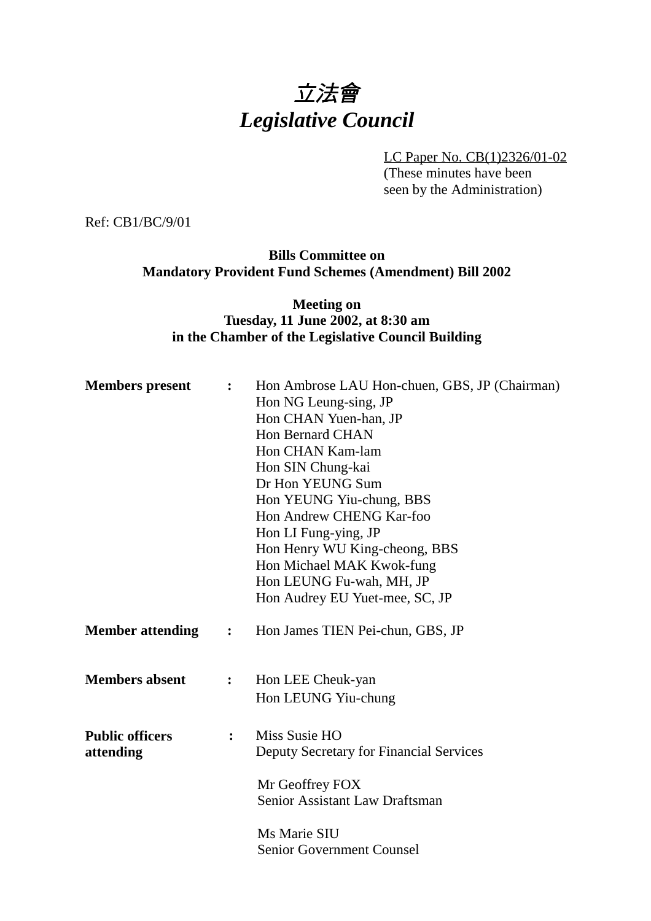# *立法會*
# *Legislative Council*

LC Paper No. CB(1)2326/01-02
(These minutes have been seen by the Administration)

Ref: CB1/BC/9/01

**Bills Committee on**
**Mandatory Provident Fund Schemes (Amendment) Bill 2002**

**Meeting on**
**Tuesday, 11 June 2002, at 8:30 am**
**in the Chamber of the Legislative Council Building**

| | | |
|---|---|---|
| **Members present** | **:** | Hon Ambrose LAU Hon-chuen, GBS, JP (Chairman)<br>Hon NG Leung-sing, JP<br>Hon CHAN Yuen-han, JP<br>Hon Bernard CHAN<br>Hon CHAN Kam-lam<br>Hon SIN Chung-kai<br>Dr Hon YEUNG Sum<br>Hon YEUNG Yiu-chung, BBS<br>Hon Andrew CHENG Kar-foo<br>Hon LI Fung-ying, JP<br>Hon Henry WU King-cheong, BBS<br>Hon Michael MAK Kwok-fung<br>Hon LEUNG Fu-wah, MH, JP<br>Hon Audrey EU Yuet-mee, SC, JP |
| **Member attending** | **:** | Hon James TIEN Pei-chun, GBS, JP |
| **Members absent** | **:** | Hon LEE Cheuk-yan<br>Hon LEUNG Yiu-chung |
| **Public officers attending** | **:** | Miss Susie HO<br>Deputy Secretary for Financial Services<br><br>Mr Geoffrey FOX<br>Senior Assistant Law Draftsman<br><br>Ms Marie SIU<br>Senior Government Counsel |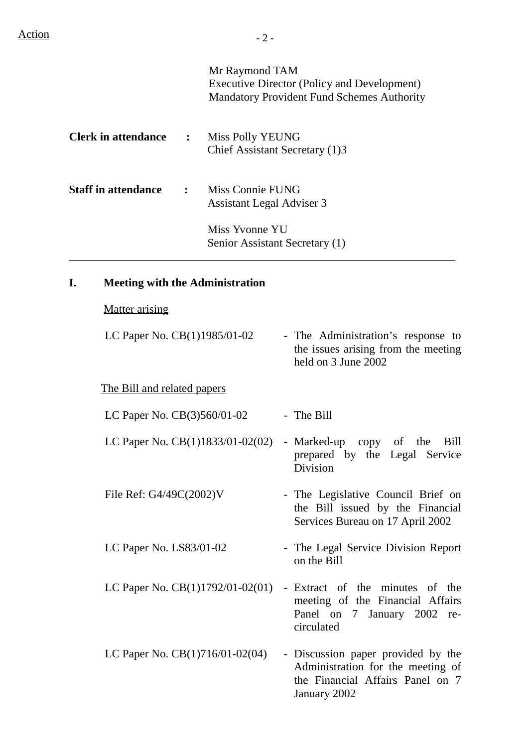Action

Mr Raymond TAM
Executive Director (Policy and Development)
Mandatory Provident Fund Schemes Authority

**Clerk in attendance :** Miss Polly YEUNG
Chief Assistant Secretary (1)3

**Staff in attendance :** Miss Connie FUNG
Assistant Legal Adviser 3

Miss Yvonne YU
Senior Assistant Secretary (1)

---

## I. Meeting with the Administration

Matter arising

| | |
|---|---|
| LC Paper No. CB(1)1985/01-02 | - The Administration's response to the issues arising from the meeting held on 3 June 2002 |

The Bill and related papers

| | |
|---|---|
| LC Paper No. CB(3)560/01-02 | - The Bill |
| LC Paper No. CB(1)1833/01-02(02) | - Marked-up copy of the Bill prepared by the Legal Service Division |
| File Ref: G4/49C(2002)V | - The Legislative Council Brief on the Bill issued by the Financial Services Bureau on 17 April 2002 |
| LC Paper No. LS83/01-02 | - The Legal Service Division Report on the Bill |
| LC Paper No. CB(1)1792/01-02(01) | - Extract of the minutes of the meeting of the Financial Affairs Panel on 7 January 2002 re-circulated |
| LC Paper No. CB(1)716/01-02(04) | - Discussion paper provided by the Administration for the meeting of the Financial Affairs Panel on 7 January 2002 |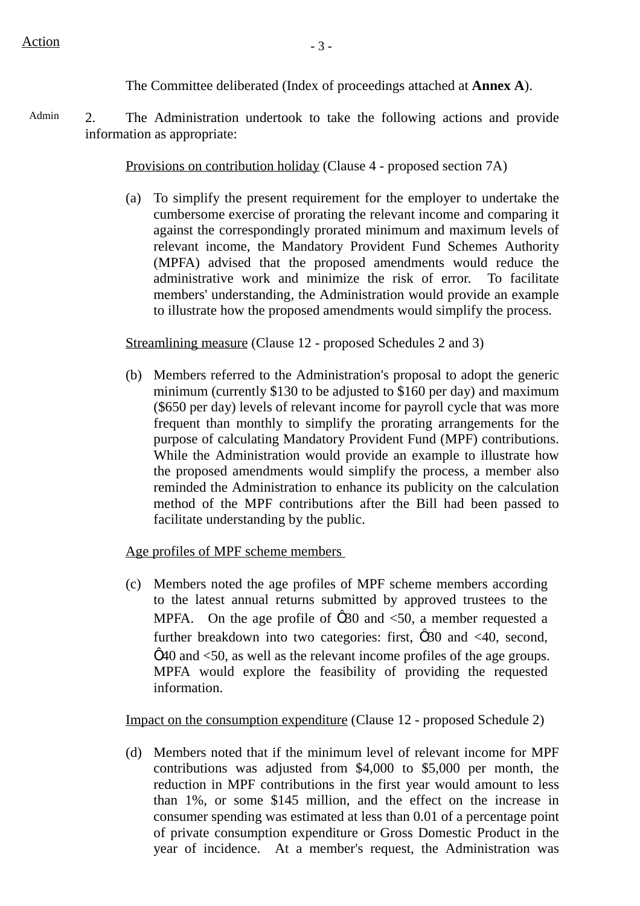Action

The Committee deliberated (Index of proceedings attached at **Annex A**).

Admin

2. The Administration undertook to take the following actions and provide information as appropriate:

Provisions on contribution holiday (Clause 4 - proposed section 7A)

(a) To simplify the present requirement for the employer to undertake the cumbersome exercise of prorating the relevant income and comparing it against the correspondingly prorated minimum and maximum levels of relevant income, the Mandatory Provident Fund Schemes Authority (MPFA) advised that the proposed amendments would reduce the administrative work and minimize the risk of error. To facilitate members' understanding, the Administration would provide an example to illustrate how the proposed amendments would simplify the process.

Streamlining measure (Clause 12 - proposed Schedules 2 and 3)

(b) Members referred to the Administration's proposal to adopt the generic minimum (currently $130 to be adjusted to $160 per day) and maximum ($650 per day) levels of relevant income for payroll cycle that was more frequent than monthly to simplify the prorating arrangements for the purpose of calculating Mandatory Provident Fund (MPF) contributions. While the Administration would provide an example to illustrate how the proposed amendments would simplify the process, a member also reminded the Administration to enhance its publicity on the calculation method of the MPF contributions after the Bill had been passed to facilitate understanding by the public.

Age profiles of MPF scheme members

(c) Members noted the age profiles of MPF scheme members according to the latest annual returns submitted by approved trustees to the MPFA. On the age profile of Ô30 and <50, a member requested a further breakdown into two categories: first, Ô30 and <40, second, Ô40 and <50, as well as the relevant income profiles of the age groups. MPFA would explore the feasibility of providing the requested information.

Impact on the consumption expenditure (Clause 12 - proposed Schedule 2)

(d) Members noted that if the minimum level of relevant income for MPF contributions was adjusted from $4,000 to $5,000 per month, the reduction in MPF contributions in the first year would amount to less than 1%, or some $145 million, and the effect on the increase in consumer spending was estimated at less than 0.01 of a percentage point of private consumption expenditure or Gross Domestic Product in the year of incidence. At a member's request, the Administration was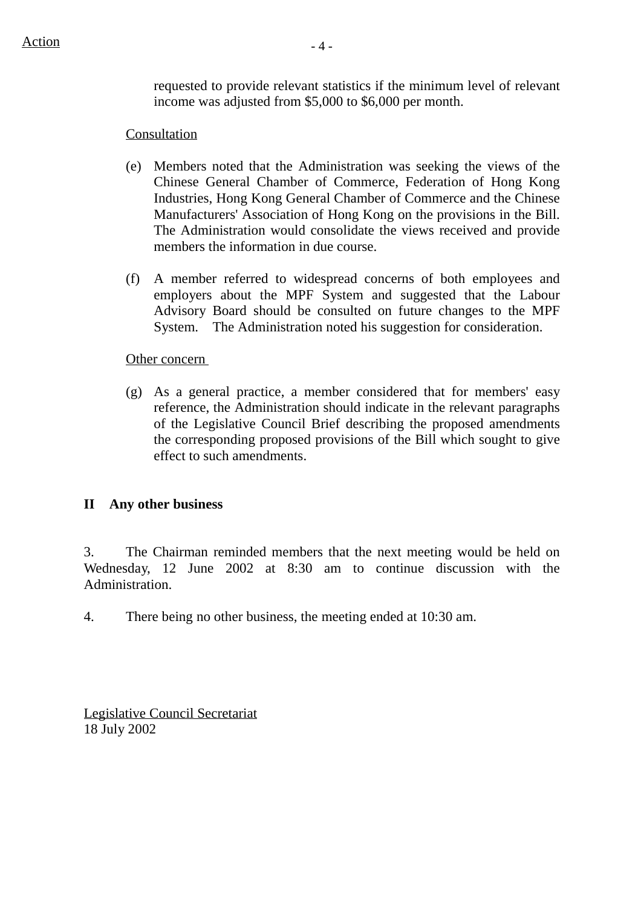requested to provide relevant statistics if the minimum level of relevant income was adjusted from $5,000 to $6,000 per month.

Consultation

(e) Members noted that the Administration was seeking the views of the Chinese General Chamber of Commerce, Federation of Hong Kong Industries, Hong Kong General Chamber of Commerce and the Chinese Manufacturers' Association of Hong Kong on the provisions in the Bill. The Administration would consolidate the views received and provide members the information in due course.

(f) A member referred to widespread concerns of both employees and employers about the MPF System and suggested that the Labour Advisory Board should be consulted on future changes to the MPF System. The Administration noted his suggestion for consideration.

Other concern

(g) As a general practice, a member considered that for members' easy reference, the Administration should indicate in the relevant paragraphs of the Legislative Council Brief describing the proposed amendments the corresponding proposed provisions of the Bill which sought to give effect to such amendments.

## II Any other business

3. The Chairman reminded members that the next meeting would be held on Wednesday, 12 June 2002 at 8:30 am to continue discussion with the Administration.

4. There being no other business, the meeting ended at 10:30 am.

Legislative Council Secretariat
18 July 2002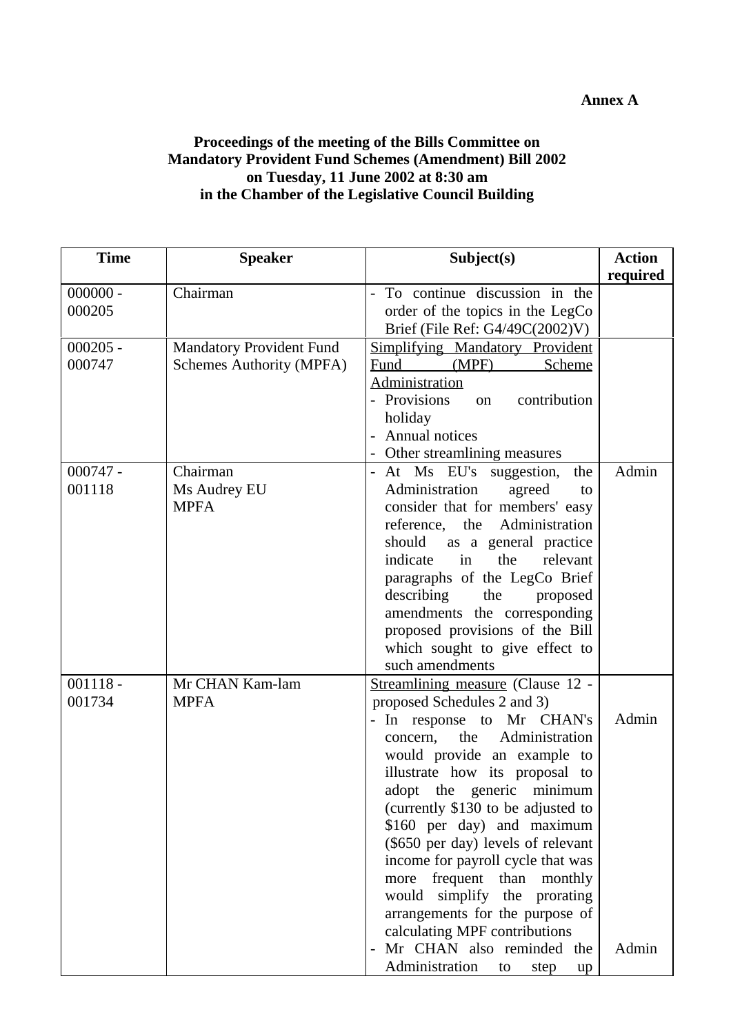**Annex A**

**Proceedings of the meeting of the Bills Committee on Mandatory Provident Fund Schemes (Amendment) Bill 2002 on Tuesday, 11 June 2002 at 8:30 am in the Chamber of the Legislative Council Building**

| Time | Speaker | Subject(s) | Action required |
|---|---|---|---|
| 000000 - 000205 | Chairman | - To continue discussion in the order of the topics in the LegCo Brief (File Ref: G4/49C(2002)V) | |
| 000205 - 000747 | Mandatory Provident Fund Schemes Authority (MPFA) | <u>Simplifying Mandatory Provident Fund (MPF) Scheme Administration</u><br>- Provisions on contribution holiday<br>- Annual notices<br>- Other streamlining measures | |
| 000747 - 001118 | Chairman<br>Ms Audrey EU<br>MPFA | - At Ms EU's suggestion, the Administration agreed to consider that for members' easy reference, the Administration should as a general practice indicate in the relevant paragraphs of the LegCo Brief describing the proposed amendments the corresponding proposed provisions of the Bill which sought to give effect to such amendments | Admin |
| 001118 - 001734 | Mr CHAN Kam-lam<br>MPFA | <u>Streamlining measure</u> (Clause 12 - proposed Schedules 2 and 3)<br>- In response to Mr CHAN's concern, the Administration would provide an example to illustrate how its proposal to adopt the generic minimum (currently $130 to be adjusted to $160 per day) and maximum ($650 per day) levels of relevant income for payroll cycle that was more frequent than monthly would simplify the prorating arrangements for the purpose of calculating MPF contributions<br>- Mr CHAN also reminded the Administration to step up | Admin<br><br><br><br><br><br><br><br><br><br><br><br><br>Admin |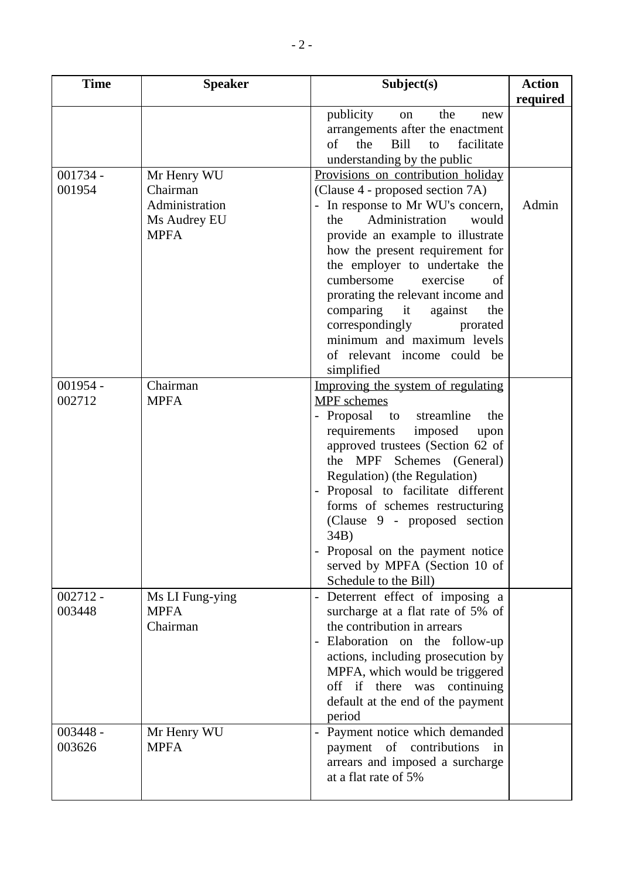| Time | Speaker | Subject(s) | Action required |
|---|---|---|---|
| | | publicity on the new arrangements after the enactment of the Bill to facilitate understanding by the public | |
| 001734 - 001954 | Mr Henry WU<br>Chairman<br>Administration<br>Ms Audrey EU<br>MPFA | <u>Provisions on contribution holiday</u><br>(Clause 4 - proposed section 7A)<br>- In response to Mr WU's concern, the Administration would provide an example to illustrate how the present requirement for the employer to undertake the cumbersome exercise of prorating the relevant income and comparing it against the correspondingly prorated minimum and maximum levels of relevant income could be simplified | Admin |
| 001954 - 002712 | Chairman<br>MPFA | <u>Improving the system of regulating MPF schemes</u><br>- Proposal to streamline the requirements imposed upon approved trustees (Section 62 of the MPF Schemes (General) Regulation) (the Regulation)<br>- Proposal to facilitate different forms of schemes restructuring (Clause 9 - proposed section 34B)<br>- Proposal on the payment notice served by MPFA (Section 10 of Schedule to the Bill) | |
| 002712 - 003448 | Ms LI Fung-ying<br>MPFA<br>Chairman | - Deterrent effect of imposing a surcharge at a flat rate of 5% of the contribution in arrears<br>- Elaboration on the follow-up actions, including prosecution by MPFA, which would be triggered off if there was continuing default at the end of the payment period | |
| 003448 - 003626 | Mr Henry WU<br>MPFA | - Payment notice which demanded payment of contributions in arrears and imposed a surcharge at a flat rate of 5% | |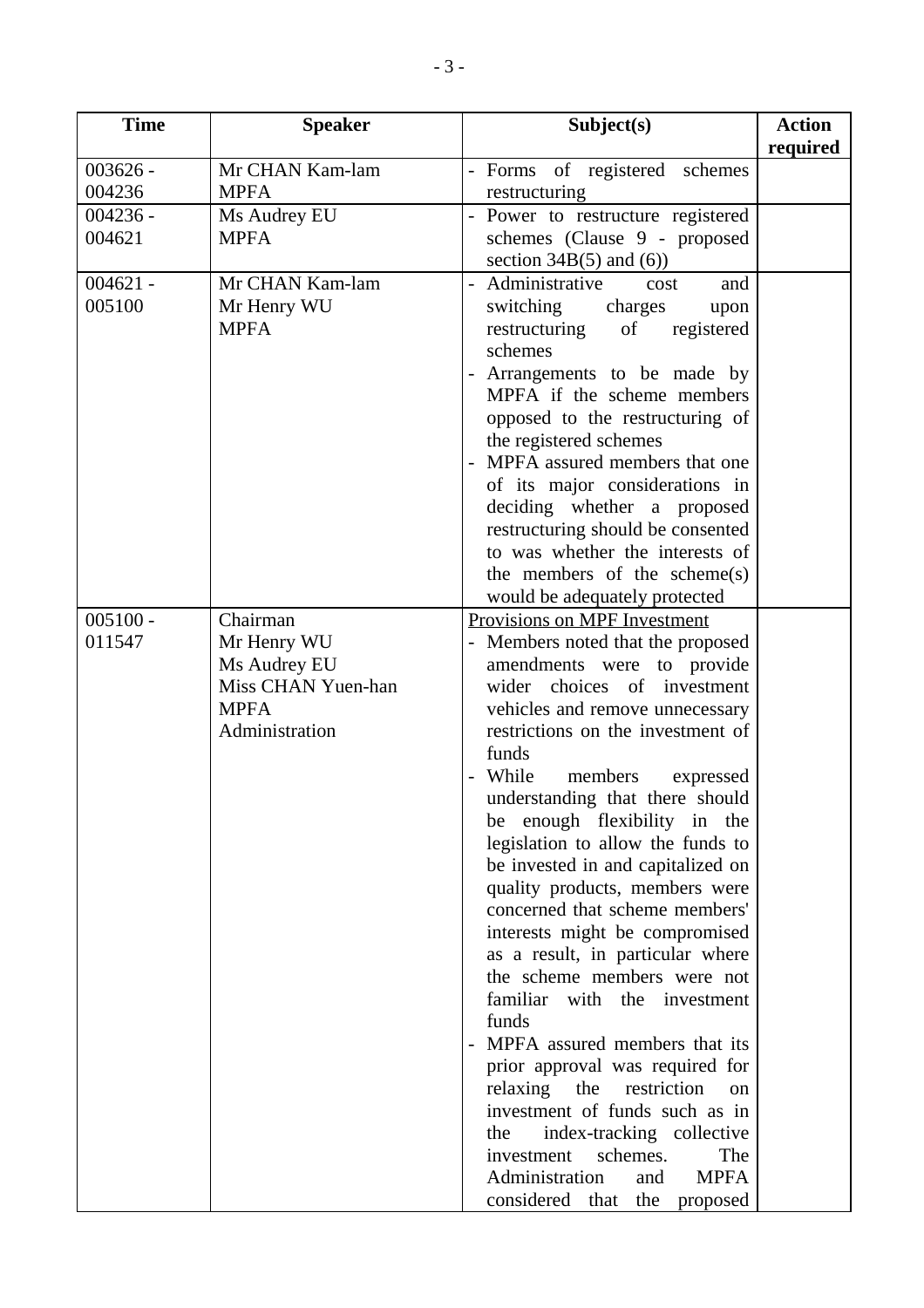| Time | Speaker | Subject(s) | Action required |
|---|---|---|---|
| 003626 - 004236 | Mr CHAN Kam-lam<br>MPFA | - Forms of registered schemes restructuring | |
| 004236 - 004621 | Ms Audrey EU<br>MPFA | - Power to restructure registered schemes (Clause 9 - proposed section 34B(5) and (6)) | |
| 004621 - 005100 | Mr CHAN Kam-lam<br>Mr Henry WU<br>MPFA | - Administrative cost and switching charges upon restructuring of registered schemes<br>- Arrangements to be made by MPFA if the scheme members opposed to the restructuring of the registered schemes<br>- MPFA assured members that one of its major considerations in deciding whether a proposed restructuring should be consented to was whether the interests of the members of the scheme(s) would be adequately protected | |
| 005100 - 011547 | Chairman<br>Mr Henry WU<br>Ms Audrey EU<br>Miss CHAN Yuen-han<br>MPFA<br>Administration | <u>Provisions on MPF Investment</u><br>- Members noted that the proposed amendments were to provide wider choices of investment vehicles and remove unnecessary restrictions on the investment of funds<br>- While members expressed understanding that there should be enough flexibility in the legislation to allow the funds to be invested in and capitalized on quality products, members were concerned that scheme members' interests might be compromised as a result, in particular where the scheme members were not familiar with the investment funds<br>- MPFA assured members that its prior approval was required for relaxing the restriction on investment of funds such as in the index-tracking collective investment schemes. The Administration and MPFA considered that the proposed | |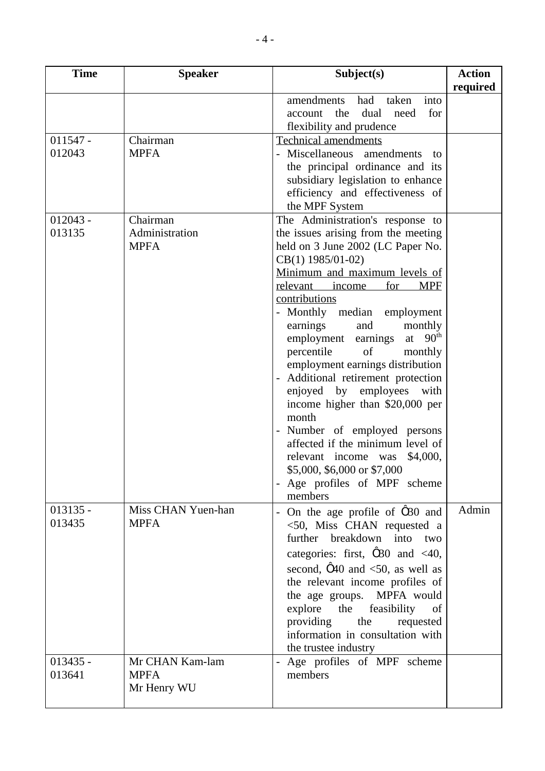| Time | Speaker | Subject(s) | Action required |
|---|---|---|---|
| | | amendments had taken into account the dual need for flexibility and prudence | |
| 011547 - 012043 | Chairman<br>MPFA | Technical amendments<br>- Miscellaneous amendments to the principal ordinance and its subsidiary legislation to enhance efficiency and effectiveness of the MPF System | |
| 012043 - 013135 | Chairman<br>Administration<br>MPFA | The Administration's response to the issues arising from the meeting held on 3 June 2002 (LC Paper No. CB(1) 1985/01-02)<br>Minimum and maximum levels of relevant income for MPF contributions<br>- Monthly median employment earnings and monthly employment earnings at 90th percentile of monthly employment earnings distribution<br>- Additional retirement protection enjoyed by employees with income higher than $20,000 per month<br>- Number of employed persons affected if the minimum level of relevant income was $4,000, $5,000, $6,000 or $7,000<br>- Age profiles of MPF scheme members | |
| 013135 - 013435 | Miss CHAN Yuen-han<br>MPFA | - On the age profile of ≥30 and <50, Miss CHAN requested a further breakdown into two categories: first, ≥30 and <40, second, ≥40 and <50, as well as the relevant income profiles of the age groups. MPFA would explore the feasibility of providing the requested information in consultation with the trustee industry | Admin |
| 013435 - 013641 | Mr CHAN Kam-lam<br>MPFA<br>Mr Henry WU | - Age profiles of MPF scheme members | |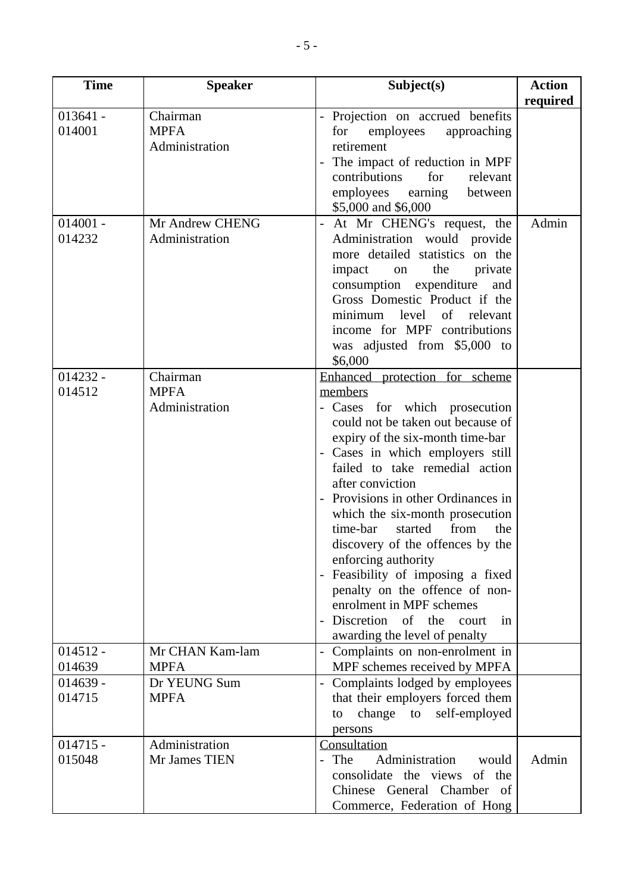| Time | Speaker | Subject(s) | Action required |
|---|---|---|---|
| 013641 - 014001 | Chairman<br>MPFA<br>Administration | - Projection on accrued benefits for employees approaching retirement<br>- The impact of reduction in MPF contributions for relevant employees earning between \$5,000 and \$6,000 | |
| 014001 - 014232 | Mr Andrew CHENG<br>Administration | - At Mr CHENG's request, the Administration would provide more detailed statistics on the impact on the private consumption expenditure and Gross Domestic Product if the minimum level of relevant income for MPF contributions was adjusted from \$5,000 to \$6,000 | Admin |
| 014232 - 014512 | Chairman<br>MPFA<br>Administration | <u>Enhanced protection for scheme members</u><br>- Cases for which prosecution could not be taken out because of expiry of the six-month time-bar<br>- Cases in which employers still failed to take remedial action after conviction<br>- Provisions in other Ordinances in which the six-month prosecution time-bar started from the discovery of the offences by the enforcing authority<br>- Feasibility of imposing a fixed penalty on the offence of non-enrolment in MPF schemes<br>- Discretion of the court in awarding the level of penalty | |
| 014512 - 014639 | Mr CHAN Kam-lam<br>MPFA | - Complaints on non-enrolment in MPF schemes received by MPFA | |
| 014639 - 014715 | Dr YEUNG Sum<br>MPFA | - Complaints lodged by employees that their employers forced them to change to self-employed persons | |
| 014715 - 015048 | Administration<br>Mr James TIEN | <u>Consultation</u><br>- The Administration would consolidate the views of the Chinese General Chamber of Commerce, Federation of Hong | Admin |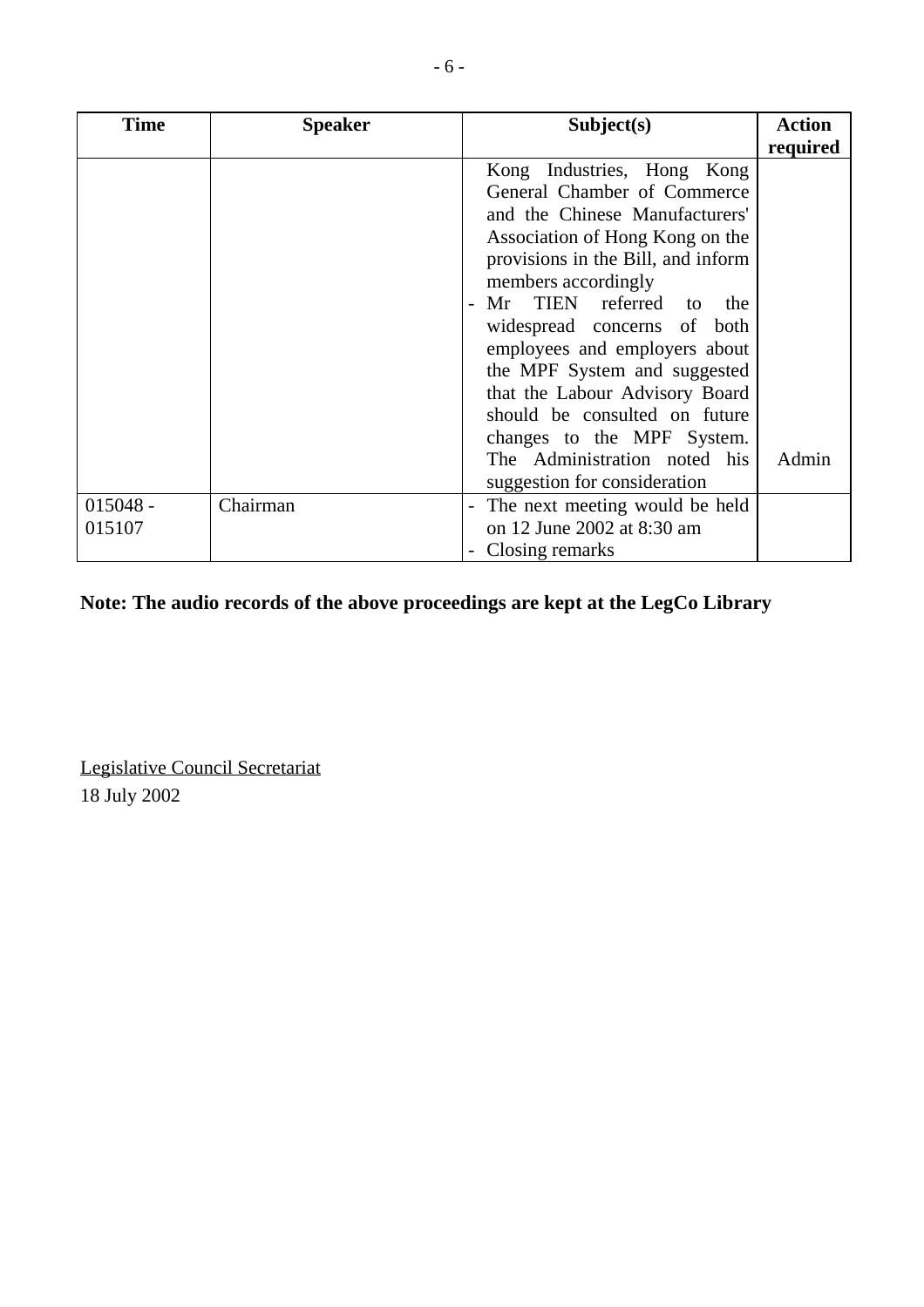| Time | Speaker | Subject(s) | Action required |
|---|---|---|---|
| | | Kong Industries, Hong Kong General Chamber of Commerce and the Chinese Manufacturers' Association of Hong Kong on the provisions in the Bill, and inform members accordingly<br>- Mr TIEN referred to the widespread concerns of both employees and employers about the MPF System and suggested that the Labour Advisory Board should be consulted on future changes to the MPF System. The Administration noted his suggestion for consideration | Admin |
| 015048 - 015107 | Chairman | - The next meeting would be held on 12 June 2002 at 8:30 am<br>- Closing remarks | |

**Note: The audio records of the above proceedings are kept at the LegCo Library**

Legislative Council Secretariat
18 July 2002